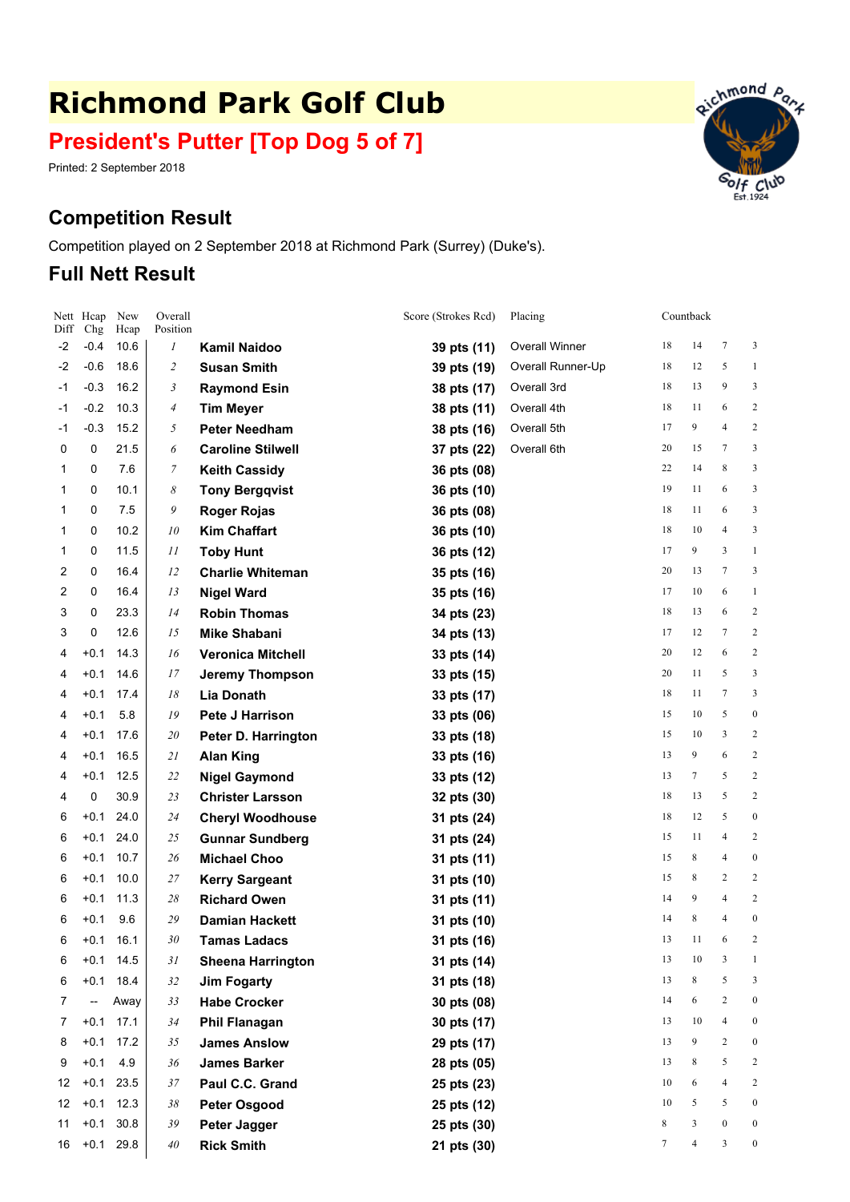# Richmond Park Golf Club

## President's Putter [Top Dog 5 of 7]

Printed: 2 September 2018

## Competition Result

Competition played on 2 September 2018 at Richmond Park (Surrey) (Duke's).

## Full Nett Result

| Nett Diff | Hcap Chg | New Hcap | Overall Position | | Score (Strokes Rcd) | Placing | Countback | | | |
|---|---|---|---|---|---|---|---|---|---|---|
| -2 | -0.4 | 10.6 | *1* | **Kamil Naidoo** | **39 pts (11)** | Overall Winner | 18 | 14 | 7 | 3 |
| -2 | -0.6 | 18.6 | *2* | **Susan Smith** | **39 pts (19)** | Overall Runner-Up | 18 | 12 | 5 | 1 |
| -1 | -0.3 | 16.2 | *3* | **Raymond Esin** | **38 pts (17)** | Overall 3rd | 18 | 13 | 9 | 3 |
| -1 | -0.2 | 10.3 | *4* | **Tim Meyer** | **38 pts (11)** | Overall 4th | 18 | 11 | 6 | 2 |
| -1 | -0.3 | 15.2 | *5* | **Peter Needham** | **38 pts (16)** | Overall 5th | 17 | 9 | 4 | 2 |
| 0 | 0 | 21.5 | *6* | **Caroline Stilwell** | **37 pts (22)** | Overall 6th | 20 | 15 | 7 | 3 |
| 1 | 0 | 7.6 | *7* | **Keith Cassidy** | **36 pts (08)** | | 22 | 14 | 8 | 3 |
| 1 | 0 | 10.1 | *8* | **Tony Bergqvist** | **36 pts (10)** | | 19 | 11 | 6 | 3 |
| 1 | 0 | 7.5 | *9* | **Roger Rojas** | **36 pts (08)** | | 18 | 11 | 6 | 3 |
| 1 | 0 | 10.2 | *10* | **Kim Chaffart** | **36 pts (10)** | | 18 | 10 | 4 | 3 |
| 1 | 0 | 11.5 | *11* | **Toby Hunt** | **36 pts (12)** | | 17 | 9 | 3 | 1 |
| 2 | 0 | 16.4 | *12* | **Charlie Whiteman** | **35 pts (16)** | | 20 | 13 | 7 | 3 |
| 2 | 0 | 16.4 | *13* | **Nigel Ward** | **35 pts (16)** | | 17 | 10 | 6 | 1 |
| 3 | 0 | 23.3 | *14* | **Robin Thomas** | **34 pts (23)** | | 18 | 13 | 6 | 2 |
| 3 | 0 | 12.6 | *15* | **Mike Shabani** | **34 pts (13)** | | 17 | 12 | 7 | 2 |
| 4 | +0.1 | 14.3 | *16* | **Veronica Mitchell** | **33 pts (14)** | | 20 | 12 | 6 | 2 |
| 4 | +0.1 | 14.6 | *17* | **Jeremy Thompson** | **33 pts (15)** | | 20 | 11 | 5 | 3 |
| 4 | +0.1 | 17.4 | *18* | **Lia Donath** | **33 pts (17)** | | 18 | 11 | 7 | 3 |
| 4 | +0.1 | 5.8 | *19* | **Pete J Harrison** | **33 pts (06)** | | 15 | 10 | 5 | 0 |
| 4 | +0.1 | 17.6 | *20* | **Peter D. Harrington** | **33 pts (18)** | | 15 | 10 | 3 | 2 |
| 4 | +0.1 | 16.5 | *21* | **Alan King** | **33 pts (16)** | | 13 | 9 | 6 | 2 |
| 4 | +0.1 | 12.5 | *22* | **Nigel Gaymond** | **33 pts (12)** | | 13 | 7 | 5 | 2 |
| 4 | 0 | 30.9 | *23* | **Christer Larsson** | **32 pts (30)** | | 18 | 13 | 5 | 2 |
| 6 | +0.1 | 24.0 | *24* | **Cheryl Woodhouse** | **31 pts (24)** | | 18 | 12 | 5 | 0 |
| 6 | +0.1 | 24.0 | *25* | **Gunnar Sundberg** | **31 pts (24)** | | 15 | 11 | 4 | 2 |
| 6 | +0.1 | 10.7 | *26* | **Michael Choo** | **31 pts (11)** | | 15 | 8 | 4 | 0 |
| 6 | +0.1 | 10.0 | *27* | **Kerry Sargeant** | **31 pts (10)** | | 15 | 8 | 2 | 2 |
| 6 | +0.1 | 11.3 | *28* | **Richard Owen** | **31 pts (11)** | | 14 | 9 | 4 | 2 |
| 6 | +0.1 | 9.6 | *29* | **Damian Hackett** | **31 pts (10)** | | 14 | 8 | 4 | 0 |
| 6 | +0.1 | 16.1 | *30* | **Tamas Ladacs** | **31 pts (16)** | | 13 | 11 | 6 | 2 |
| 6 | +0.1 | 14.5 | *31* | **Sheena Harrington** | **31 pts (14)** | | 13 | 10 | 3 | 1 |
| 6 | +0.1 | 18.4 | *32* | **Jim Fogarty** | **31 pts (18)** | | 13 | 8 | 5 | 3 |
| 7 | -- | Away | *33* | **Habe Crocker** | **30 pts (08)** | | 14 | 6 | 2 | 0 |
| 7 | +0.1 | 17.1 | *34* | **Phil Flanagan** | **30 pts (17)** | | 13 | 10 | 4 | 0 |
| 8 | +0.1 | 17.2 | *35* | **James Anslow** | **29 pts (17)** | | 13 | 9 | 2 | 0 |
| 9 | +0.1 | 4.9 | *36* | **James Barker** | **28 pts (05)** | | 13 | 8 | 5 | 2 |
| 12 | +0.1 | 23.5 | *37* | **Paul C.C. Grand** | **25 pts (23)** | | 10 | 6 | 4 | 2 |
| 12 | +0.1 | 12.3 | *38* | **Peter Osgood** | **25 pts (12)** | | 10 | 5 | 5 | 0 |
| 11 | +0.1 | 30.8 | *39* | **Peter Jagger** | **25 pts (30)** | | 8 | 3 | 0 | 0 |
| 16 | +0.1 | 29.8 | *40* | **Rick Smith** | **21 pts (30)** | | 7 | 4 | 3 | 0 |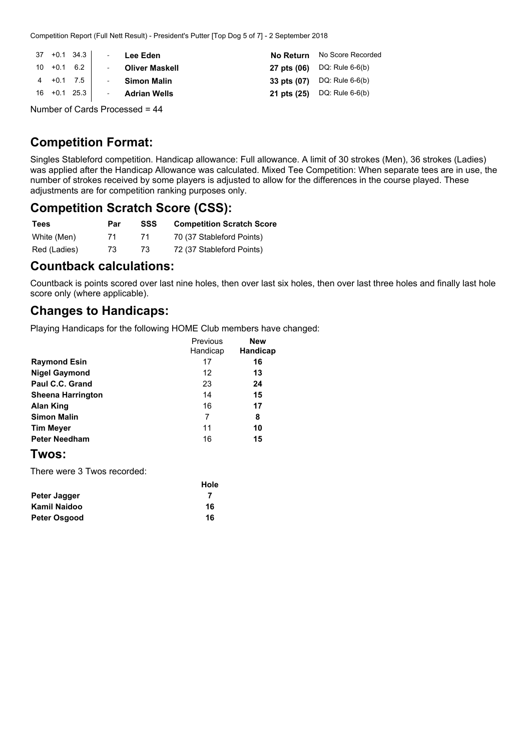| | | | | | | |
|---|---|---|---|---|---|---|
| 37 | +0.1 | 34.3 | - | **Lee Eden** | **No Return** | No Score Recorded |
| 10 | +0.1 | 6.2 | - | **Oliver Maskell** | **27 pts (06)** | DQ: Rule 6-6(b) |
| 4 | +0.1 | 7.5 | - | **Simon Malin** | **33 pts (07)** | DQ: Rule 6-6(b) |
| 16 | +0.1 | 25.3 | - | **Adrian Wells** | **21 pts (25)** | DQ: Rule 6-6(b) |

Number of Cards Processed = 44

## Competition Format:

Singles Stableford competition. Handicap allowance: Full allowance. A limit of 30 strokes (Men), 36 strokes (Ladies) was applied after the Handicap Allowance was calculated. Mixed Tee Competition: When separate tees are in use, the number of strokes received by some players is adjusted to allow for the differences in the course played. These adjustments are for competition ranking purposes only.

## Competition Scratch Score (CSS):

| Tees | Par | SSS | Competition Scratch Score |
|---|---|---|---|
| White (Men) | 71 | 71 | 70 (37 Stableford Points) |
| Red (Ladies) | 73 | 73 | 72 (37 Stableford Points) |

## Countback calculations:

Countback is points scored over last nine holes, then over last six holes, then over last three holes and finally last hole score only (where applicable).

## Changes to Handicaps:

Playing Handicaps for the following HOME Club members have changed:

| | Previous Handicap | New Handicap |
|---|---|---|
| **Raymond Esin** | 17 | **16** |
| **Nigel Gaymond** | 12 | **13** |
| **Paul C.C. Grand** | 23 | **24** |
| **Sheena Harrington** | 14 | **15** |
| **Alan King** | 16 | **17** |
| **Simon Malin** | 7 | **8** |
| **Tim Meyer** | 11 | **10** |
| **Peter Needham** | 16 | **15** |

## Twos:

There were 3 Twos recorded:

| | Hole |
|---|---|
| **Peter Jagger** | **7** |
| **Kamil Naidoo** | **16** |
| **Peter Osgood** | **16** |